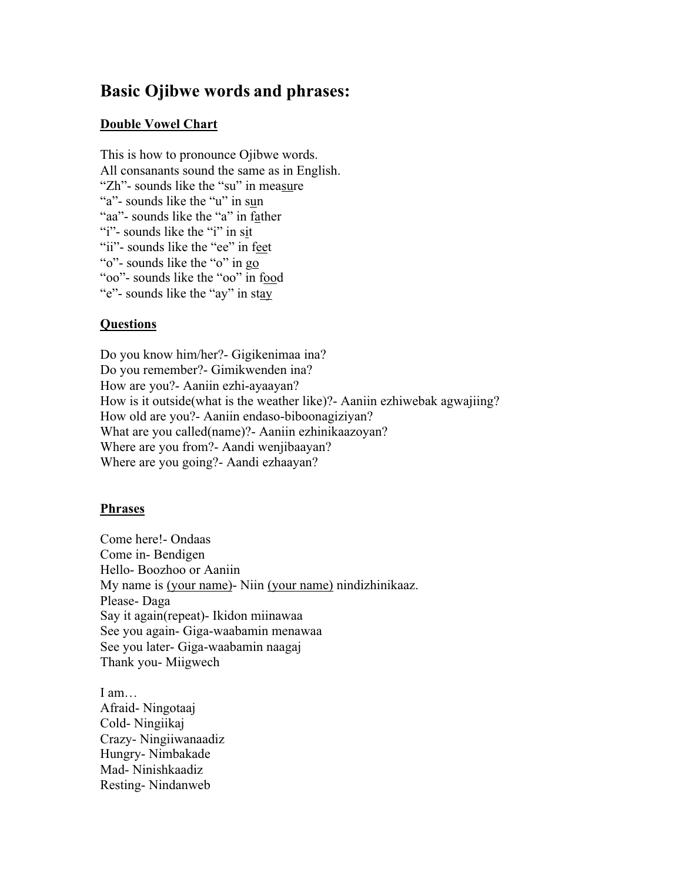# Basic Ojibwe words and phrases:

## Double Vowel Chart

This is how to pronounce Ojibwe words.
All consanants sound the same as in English.
"Zh"- sounds like the "su" in measure
"a"- sounds like the "u" in sun
"aa"- sounds like the "a" in father
"i"- sounds like the "i" in sit
"ii"- sounds like the "ee" in feet
"o"- sounds like the "o" in go
"oo"- sounds like the "oo" in food
"e"- sounds like the "ay" in stay

## Questions

Do you know him/her?- Gigikenimaa ina?
Do you remember?- Gimikwenden ina?
How are you?- Aaniin ezhi-ayaayan?
How is it outside(what is the weather like)?- Aaniin ezhiwebak agwajiing?
How old are you?- Aaniin endaso-biboonagiziyan?
What are you called(name)?- Aaniin ezhinikaazoyan?
Where are you from?- Aandi wenjibaayan?
Where are you going?- Aandi ezhaayan?

## Phrases

Come here!- Ondaas
Come in- Bendigen
Hello- Boozhoo or Aaniin
My name is (your name)- Niin (your name) nindizhinikaaz.
Please- Daga
Say it again(repeat)- Ikidon miinawaa
See you again- Giga-waabamin menawaa
See you later- Giga-waabamin naagaj
Thank you- Miigwech

I am…
Afraid- Ningotaaj
Cold- Ningiikaj
Crazy- Ningiiwanaadiz
Hungry- Nimbakade
Mad- Ninishkaadiz
Resting- Nindanweb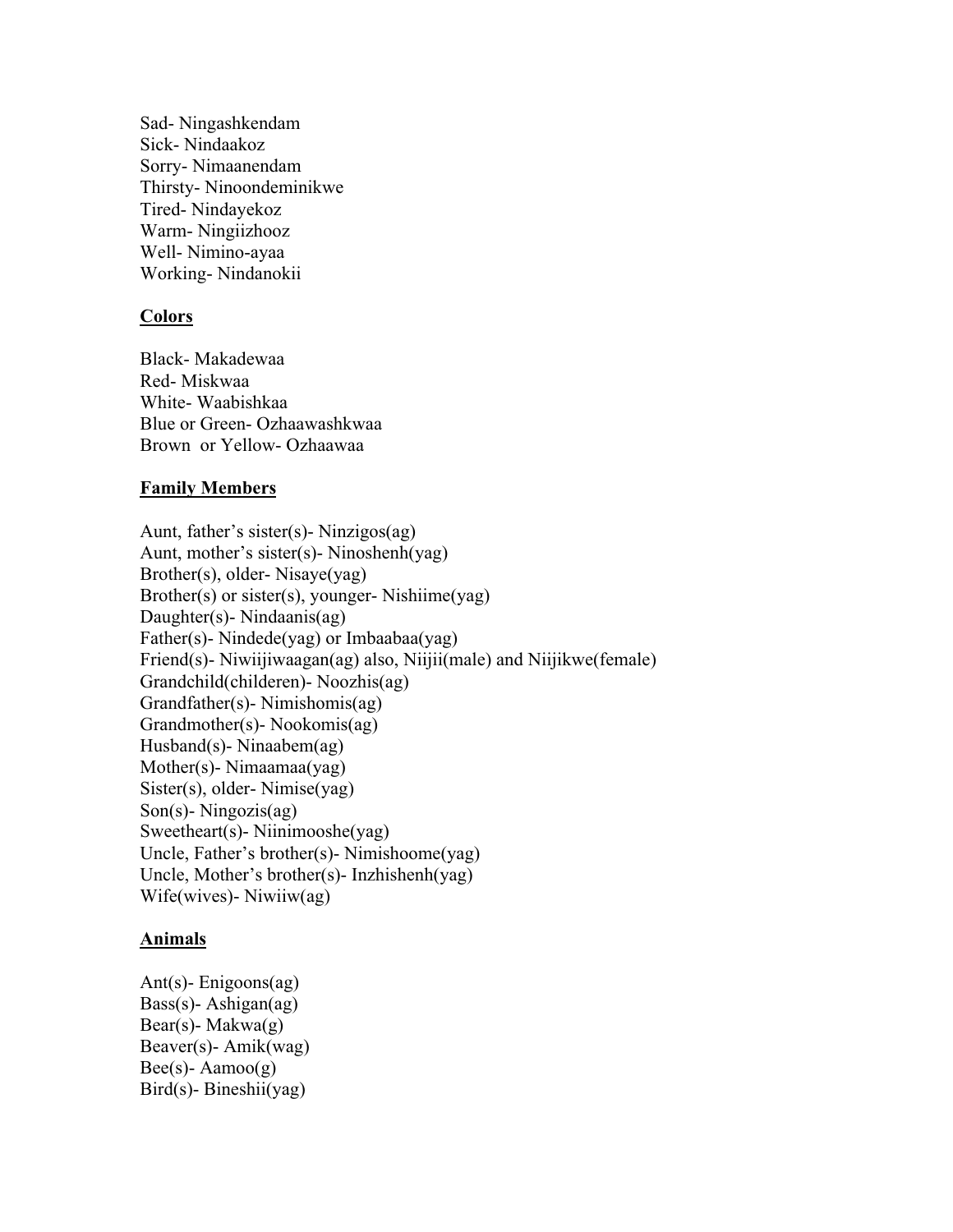Sad- Ningashkendam
Sick- Nindaakoz
Sorry- Nimaanendam
Thirsty- Ninoondeminikwe
Tired- Nindayekoz
Warm- Ningiizhooz
Well- Nimino-ayaa
Working- Nindanokii

## Colors

Black- Makadewaa
Red- Miskwaa
White- Waabishkaa
Blue or Green- Ozhaawashkwaa
Brown or Yellow- Ozhaawaa

## Family Members

Aunt, father's sister(s)- Ninzigos(ag)
Aunt, mother's sister(s)- Ninoshenh(yag)
Brother(s), older- Nisaye(yag)
Brother(s) or sister(s), younger- Nishiime(yag)
Daughter(s)- Nindaanis(ag)
Father(s)- Nindede(yag) or Imbaabaa(yag)
Friend(s)- Niwiijiwaagan(ag) also, Niijii(male) and Niijikwe(female)
Grandchild(childeren)- Noozhis(ag)
Grandfather(s)- Nimishomis(ag)
Grandmother(s)- Nookomis(ag)
Husband(s)- Ninaabem(ag)
Mother(s)- Nimaamaa(yag)
Sister(s), older- Nimise(yag)
Son(s)- Ningozis(ag)
Sweetheart(s)- Niinimooshe(yag)
Uncle, Father's brother(s)- Nimishoome(yag)
Uncle, Mother's brother(s)- Inzhishenh(yag)
Wife(wives)- Niwiiw(ag)

## Animals

Ant(s)- Enigoons(ag)
Bass(s)- Ashigan(ag)
Bear(s)- Makwa(g)
Beaver(s)- Amik(wag)
Bee(s)- Aamoo(g)
Bird(s)- Bineshii(yag)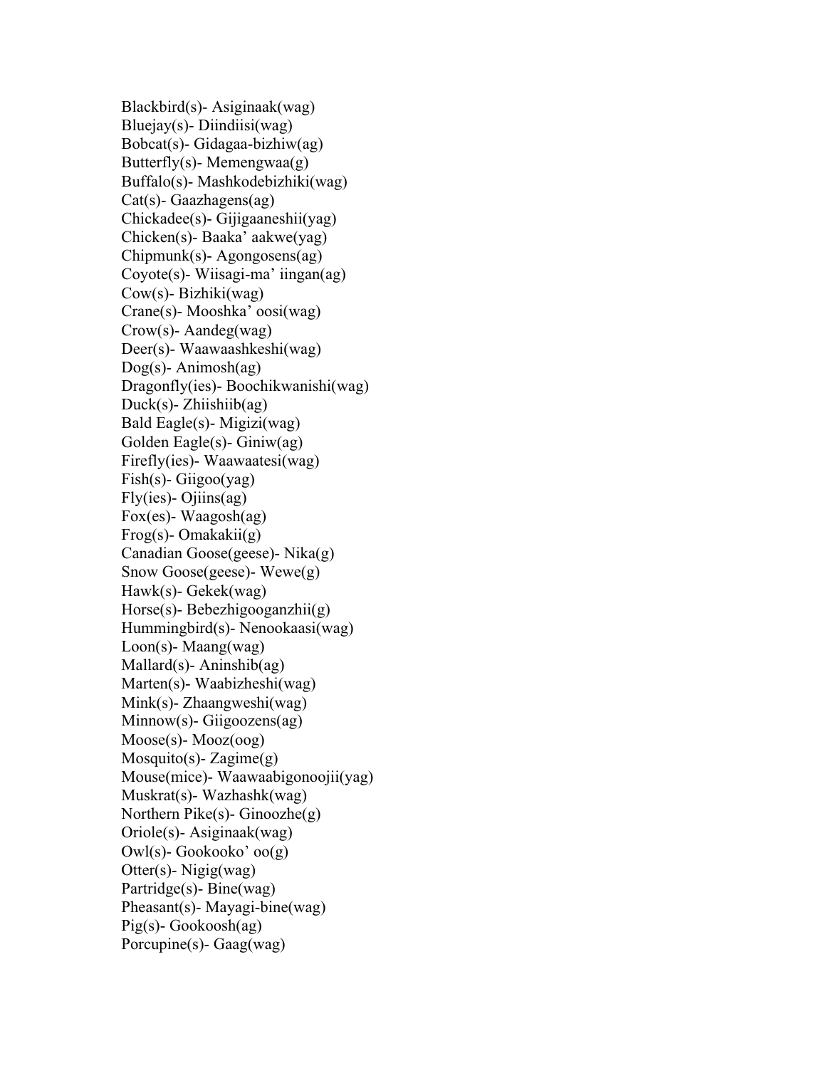Blackbird(s)- Asiginaak(wag)
Bluejay(s)- Diindiisi(wag)
Bobcat(s)- Gidagaa-bizhiw(ag)
Butterfly(s)- Memengwaa(g)
Buffalo(s)- Mashkodebizhiki(wag)
Cat(s)- Gaazhagens(ag)
Chickadee(s)- Gijigaaneshii(yag)
Chicken(s)- Baaka' aakwe(yag)
Chipmunk(s)- Agongosens(ag)
Coyote(s)- Wiisagi-ma' iingan(ag)
Cow(s)- Bizhiki(wag)
Crane(s)- Mooshka' oosi(wag)
Crow(s)- Aandeg(wag)
Deer(s)- Waawaashkeshi(wag)
Dog(s)- Animosh(ag)
Dragonfly(ies)- Boochikwanishi(wag)
Duck(s)- Zhiishiib(ag)
Bald Eagle(s)- Migizi(wag)
Golden Eagle(s)- Giniw(ag)
Firefly(ies)- Waawaatesi(wag)
Fish(s)- Giigoo(yag)
Fly(ies)- Ojiins(ag)
Fox(es)- Waagosh(ag)
Frog(s)- Omakakii(g)
Canadian Goose(geese)- Nika(g)
Snow Goose(geese)- Wewe(g)
Hawk(s)- Gekek(wag)
Horse(s)- Bebezhigooganzhii(g)
Hummingbird(s)- Nenookaasi(wag)
Loon(s)- Maang(wag)
Mallard(s)- Aninshib(ag)
Marten(s)- Waabizheshi(wag)
Mink(s)- Zhaangweshi(wag)
Minnow(s)- Giigoozens(ag)
Moose(s)- Mooz(oog)
Mosquito(s)- Zagime(g)
Mouse(mice)- Waawaabigonoojii(yag)
Muskrat(s)- Wazhashk(wag)
Northern Pike(s)- Ginoozhe(g)
Oriole(s)- Asiginaak(wag)
Owl(s)- Gookooko' oo(g)
Otter(s)- Nigig(wag)
Partridge(s)- Bine(wag)
Pheasant(s)- Mayagi-bine(wag)
Pig(s)- Gookoosh(ag)
Porcupine(s)- Gaag(wag)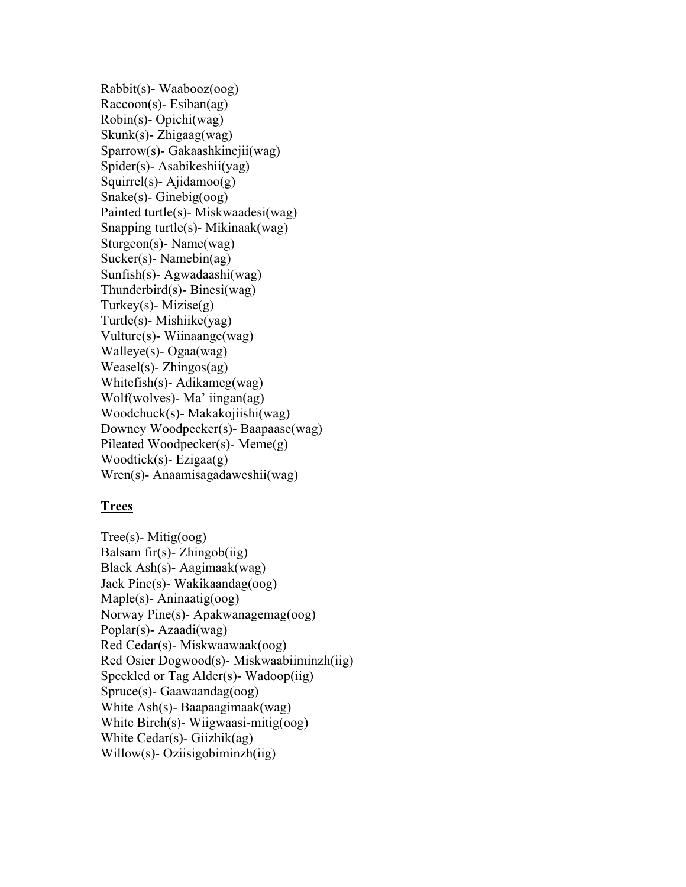Rabbit(s)- Waabooz(oog)
Raccoon(s)- Esiban(ag)
Robin(s)- Opichi(wag)
Skunk(s)- Zhigaag(wag)
Sparrow(s)- Gakaashkinejii(wag)
Spider(s)- Asabikeshii(yag)
Squirrel(s)- Ajidamoo(g)
Snake(s)- Ginebig(oog)
Painted turtle(s)- Miskwaadesi(wag)
Snapping turtle(s)- Mikinaak(wag)
Sturgeon(s)- Name(wag)
Sucker(s)- Namebin(ag)
Sunfish(s)- Agwadaashi(wag)
Thunderbird(s)- Binesi(wag)
Turkey(s)- Mizise(g)
Turtle(s)- Mishiike(yag)
Vulture(s)- Wiinaange(wag)
Walleye(s)- Ogaa(wag)
Weasel(s)- Zhingos(ag)
Whitefish(s)- Adikameg(wag)
Wolf(wolves)- Ma' iingan(ag)
Woodchuck(s)- Makakojiishi(wag)
Downey Woodpecker(s)- Baapaase(wag)
Pileated Woodpecker(s)- Meme(g)
Woodtick(s)- Ezigaa(g)
Wren(s)- Anaamisagadaweshii(wag)

**Trees**

Tree(s)- Mitig(oog)
Balsam fir(s)- Zhingob(iig)
Black Ash(s)- Aagimaak(wag)
Jack Pine(s)- Wakikaandag(oog)
Maple(s)- Aninaatig(oog)
Norway Pine(s)- Apakwanagemag(oog)
Poplar(s)- Azaadi(wag)
Red Cedar(s)- Miskwaawaak(oog)
Red Osier Dogwood(s)- Miskwaabiiminzh(iig)
Speckled or Tag Alder(s)- Wadoop(iig)
Spruce(s)- Gaawaandag(oog)
White Ash(s)- Baapaagimaak(wag)
White Birch(s)- Wiigwaasi-mitig(oog)
White Cedar(s)- Giizhik(ag)
Willow(s)- Oziisigobiminzh(iig)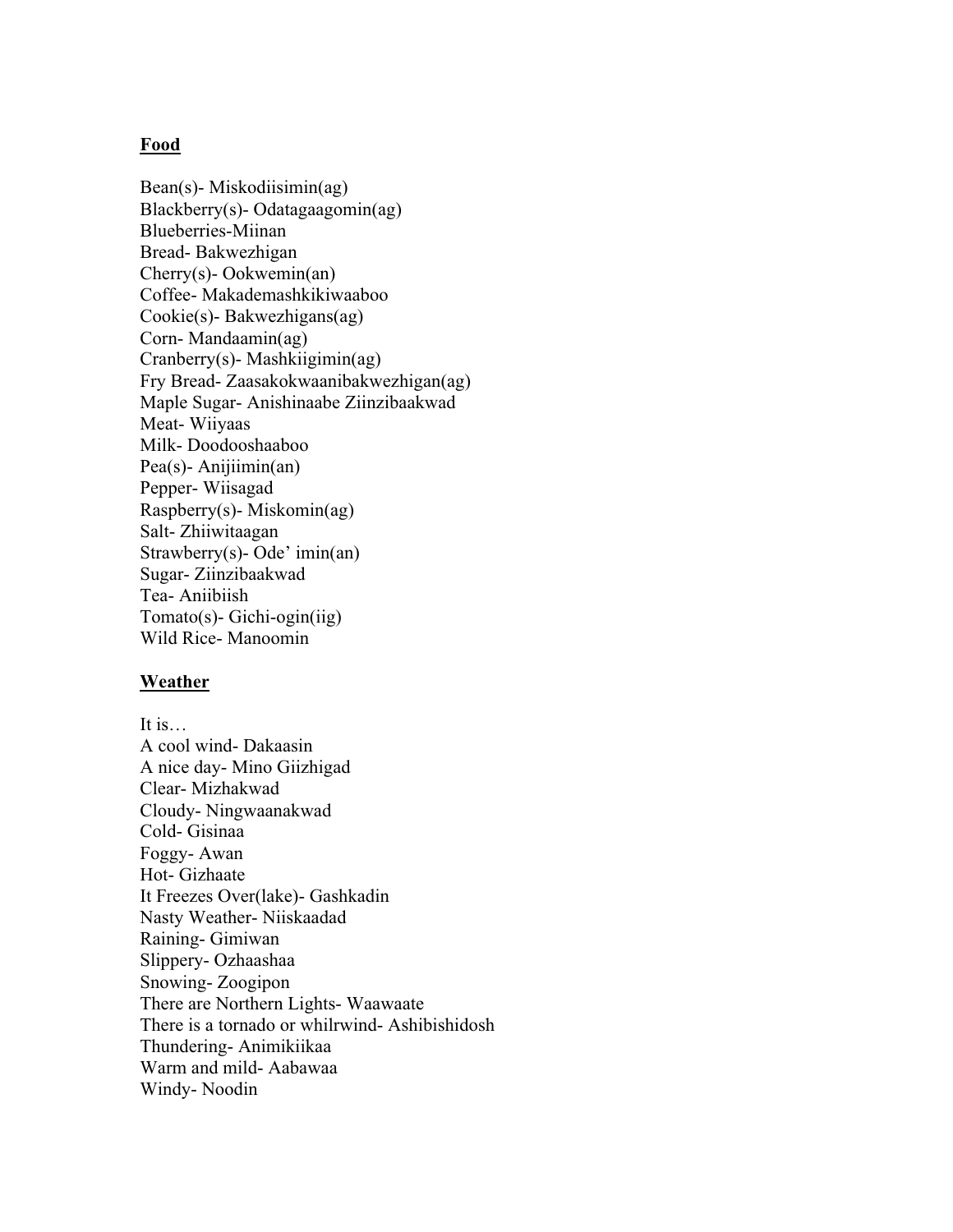**Food**

Bean(s)- Miskodiisimin(ag)
Blackberry(s)- Odatagaagomin(ag)
Blueberries-Miinan
Bread- Bakwezhigan
Cherry(s)- Ookwemin(an)
Coffee- Makademashkikiwaaboo
Cookie(s)- Bakwezhigans(ag)
Corn- Mandaamin(ag)
Cranberry(s)- Mashkiigimin(ag)
Fry Bread- Zaasakokwaanibakwezhigan(ag)
Maple Sugar- Anishinaabe Ziinzibaakwad
Meat- Wiiyaas
Milk- Doodooshaaboo
Pea(s)- Anijiimin(an)
Pepper- Wiisagad
Raspberry(s)- Miskomin(ag)
Salt- Zhiiwitaagan
Strawberry(s)- Ode' imin(an)
Sugar- Ziinzibaakwad
Tea- Aniibiish
Tomato(s)- Gichi-ogin(iig)
Wild Rice- Manoomin

**Weather**

It is…
A cool wind- Dakaasin
A nice day- Mino Giizhigad
Clear- Mizhakwad
Cloudy- Ningwaanakwad
Cold- Gisinaa
Foggy- Awan
Hot- Gizhaate
It Freezes Over(lake)- Gashkadin
Nasty Weather- Niiskaadad
Raining- Gimiwan
Slippery- Ozhaashaa
Snowing- Zoogipon
There are Northern Lights- Waawaate
There is a tornado or whilrwind- Ashibishidosh
Thundering- Animikiikaa
Warm and mild- Aabawaa
Windy- Noodin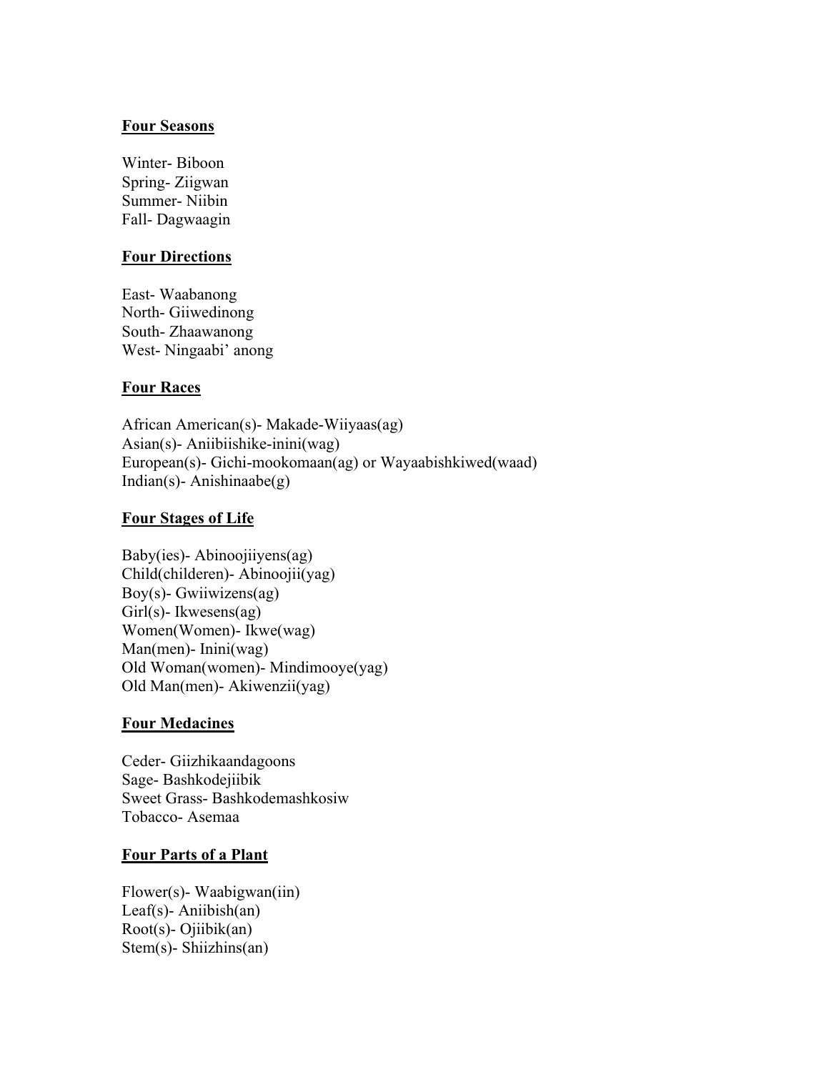**Four Seasons**

Winter- Biboon
Spring- Ziigwan
Summer- Niibin
Fall- Dagwaagin

**Four Directions**

East- Waabanong
North- Giiwedinong
South- Zhaawanong
West- Ningaabi' anong

**Four Races**

African American(s)- Makade-Wiiyaas(ag)
Asian(s)- Aniibiishike-inini(wag)
European(s)- Gichi-mookomaan(ag) or Wayaabishkiwed(waad)
Indian(s)- Anishinaabe(g)

**Four Stages of Life**

Baby(ies)- Abinoojiiyens(ag)
Child(childeren)- Abinoojii(yag)
Boy(s)- Gwiiwizens(ag)
Girl(s)- Ikwesens(ag)
Women(Women)- Ikwe(wag)
Man(men)- Inini(wag)
Old Woman(women)- Mindimooye(yag)
Old Man(men)- Akiwenzii(yag)

**Four Medacines**

Ceder- Giizhikaandagoons
Sage- Bashkodejiibik
Sweet Grass- Bashkodemashkosiw
Tobacco- Asemaa

**Four Parts of a Plant**

Flower(s)- Waabigwan(iin)
Leaf(s)- Aniibish(an)
Root(s)- Ojiibik(an)
Stem(s)- Shiizhins(an)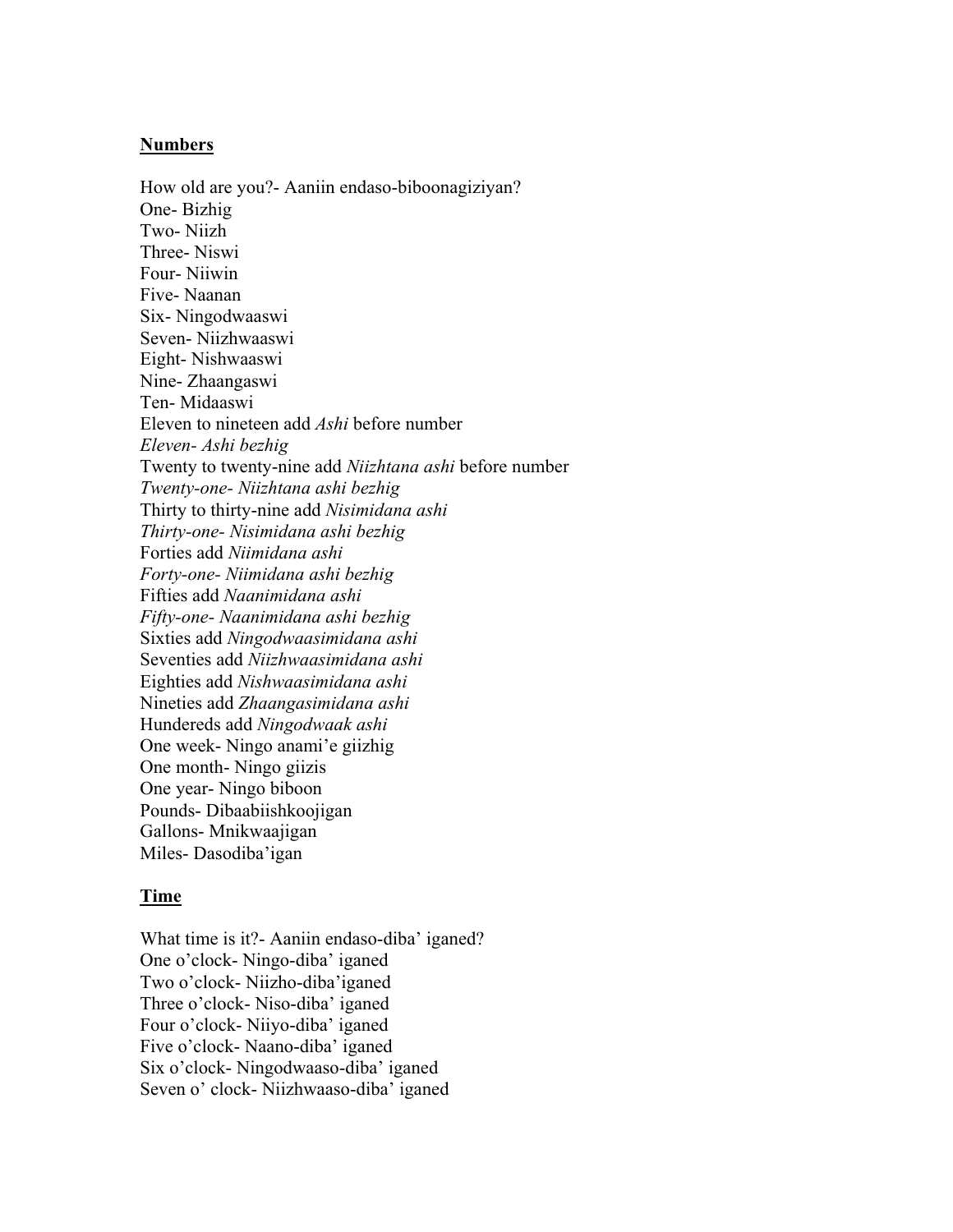**Numbers**

How old are you?- Aaniin endaso-biboonagiziyan?
One- Bizhig
Two- Niizh
Three- Niswi
Four- Niiwin
Five- Naanan
Six- Ningodwaaswi
Seven- Niizhwaaswi
Eight- Nishwaaswi
Nine- Zhaangaswi
Ten- Midaaswi
Eleven to nineteen add *Ashi* before number
*Eleven- Ashi bezhig*
Twenty to twenty-nine add *Niizhtana ashi* before number
*Twenty-one- Niizhtana ashi bezhig*
Thirty to thirty-nine add *Nisimidana ashi*
*Thirty-one- Nisimidana ashi bezhig*
Forties add *Niimidana ashi*
*Forty-one- Niimidana ashi bezhig*
Fifties add *Naanimidana ashi*
*Fifty-one- Naanimidana ashi bezhig*
Sixties add *Ningodwaasimidana ashi*
Seventies add *Niizhwaasimidana ashi*
Eighties add *Nishwaasimidana ashi*
Nineties add *Zhaangasimidana ashi*
Hundereds add *Ningodwaak ashi*
One week- Ningo anami'e giizhig
One month- Ningo giizis
One year- Ningo biboon
Pounds- Dibaabiishkoojigan
Gallons- Mnikwaajigan
Miles- Dasodiba'igan

**Time**

What time is it?- Aaniin endaso-diba' iganed?
One o'clock- Ningo-diba' iganed
Two o'clock- Niizho-diba'iganed
Three o'clock- Niso-diba' iganed
Four o'clock- Niiyo-diba' iganed
Five o'clock- Naano-diba' iganed
Six o'clock- Ningodwaaso-diba' iganed
Seven o' clock- Niizhwaaso-diba' iganed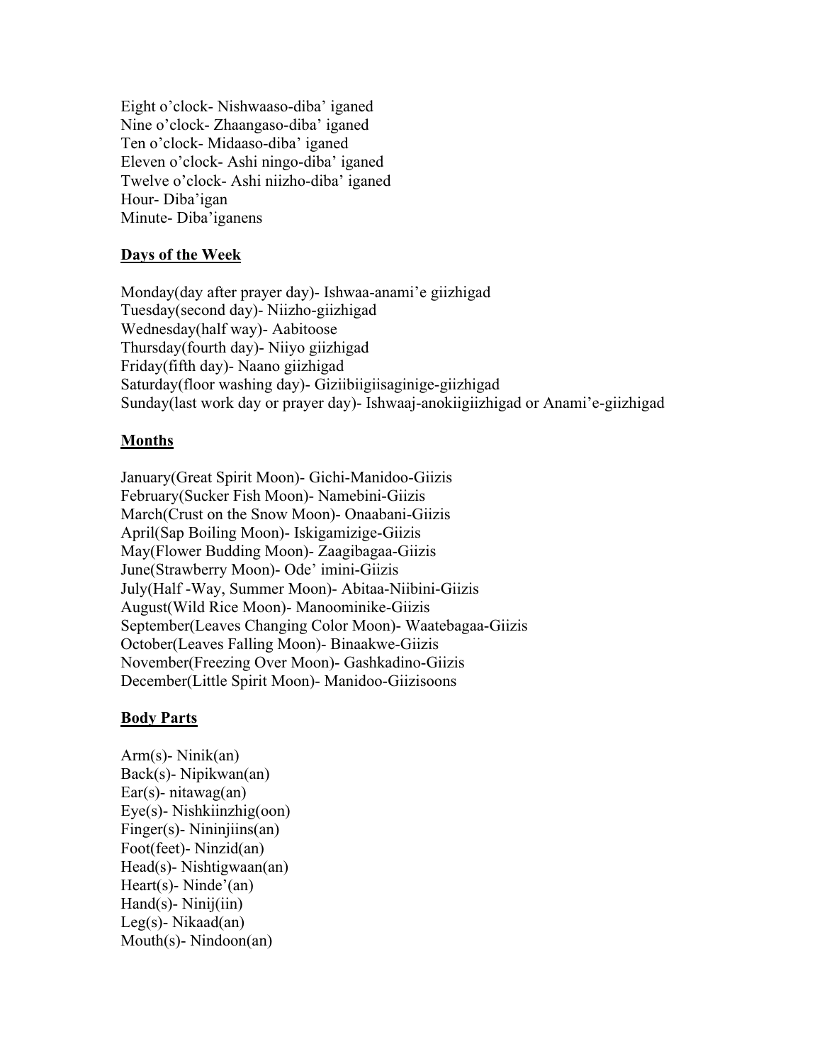Eight o'clock- Nishwaaso-diba' iganed
Nine o'clock- Zhaangaso-diba' iganed
Ten o'clock- Midaaso-diba' iganed
Eleven o'clock- Ashi ningo-diba' iganed
Twelve o'clock- Ashi niizho-diba' iganed
Hour- Diba'igan
Minute- Diba'iganens

**Days of the Week**

Monday(day after prayer day)- Ishwaa-anami'e giizhigad
Tuesday(second day)- Niizho-giizhigad
Wednesday(half way)- Aabitoose
Thursday(fourth day)- Niiyo giizhigad
Friday(fifth day)- Naano giizhigad
Saturday(floor washing day)- Giziibiigiisaginige-giizhigad
Sunday(last work day or prayer day)- Ishwaaj-anokiigiizhigad or Anami'e-giizhigad

**Months**

January(Great Spirit Moon)- Gichi-Manidoo-Giizis
February(Sucker Fish Moon)- Namebini-Giizis
March(Crust on the Snow Moon)- Onaabani-Giizis
April(Sap Boiling Moon)- Iskigamizige-Giizis
May(Flower Budding Moon)- Zaagibagaa-Giizis
June(Strawberry Moon)- Ode' imini-Giizis
July(Half -Way, Summer Moon)- Abitaa-Niibini-Giizis
August(Wild Rice Moon)- Manoominike-Giizis
September(Leaves Changing Color Moon)- Waatebagaa-Giizis
October(Leaves Falling Moon)- Binaakwe-Giizis
November(Freezing Over Moon)- Gashkadino-Giizis
December(Little Spirit Moon)- Manidoo-Giizisoons

**Body Parts**

Arm(s)- Ninik(an)
Back(s)- Nipikwan(an)
Ear(s)- nitawag(an)
Eye(s)- Nishkiinzhig(oon)
Finger(s)- Nininjiins(an)
Foot(feet)- Ninzid(an)
Head(s)- Nishtigwaan(an)
Heart(s)- Ninde'(an)
Hand(s)- Ninij(iin)
Leg(s)- Nikaad(an)
Mouth(s)- Nindoon(an)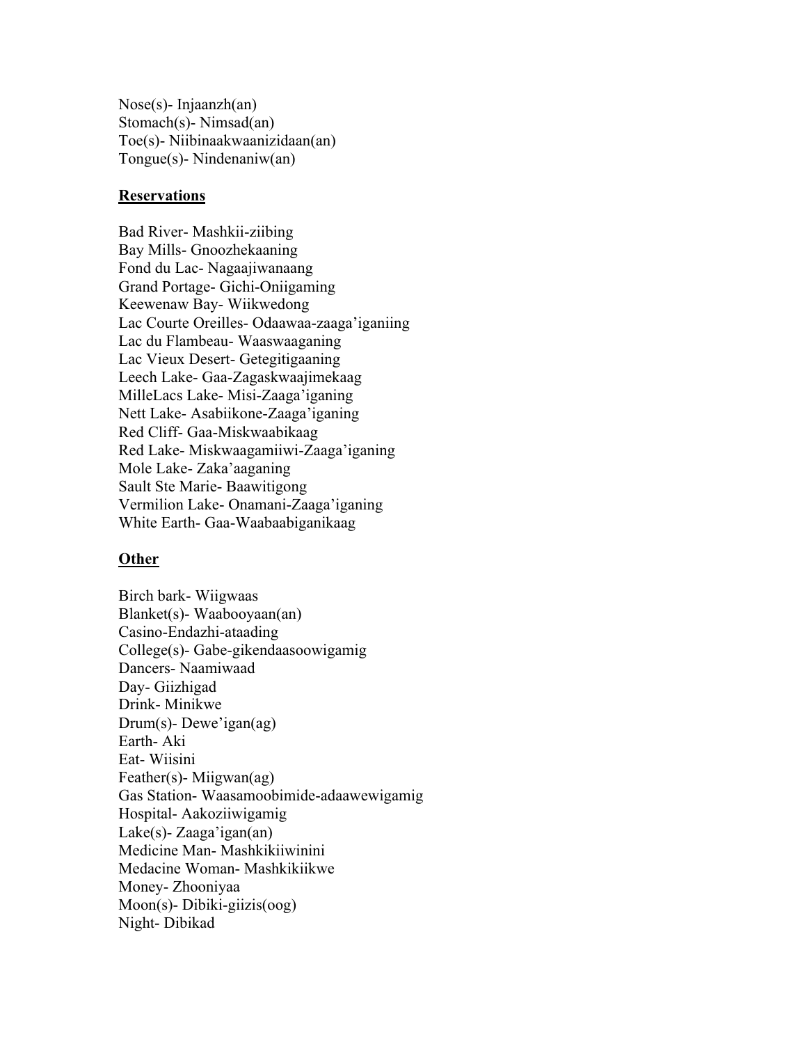Nose(s)- Injaanzh(an)
Stomach(s)- Nimsad(an)
Toe(s)- Niibinaakwaanizidaan(an)
Tongue(s)- Nindenaniw(an)

## Reservations

Bad River- Mashkii-ziibing
Bay Mills- Gnoozhekaaning
Fond du Lac- Nagaajiwanaang
Grand Portage- Gichi-Oniigaming
Keewenaw Bay- Wiikwedong
Lac Courte Oreilles- Odaawaa-zaaga'iganiing
Lac du Flambeau- Waaswaaganing
Lac Vieux Desert- Getegitigaaning
Leech Lake- Gaa-Zagaskwaajimekaag
MilleLacs Lake- Misi-Zaaga'iganing
Nett Lake- Asabiikone-Zaaga'iganing
Red Cliff- Gaa-Miskwaabikaag
Red Lake- Miskwaagamiiwi-Zaaga'iganing
Mole Lake- Zaka'aaganing
Sault Ste Marie- Baawitigong
Vermilion Lake- Onamani-Zaaga'iganing
White Earth- Gaa-Waabaabiganikaag

## Other

Birch bark- Wiigwaas
Blanket(s)- Waabooyaan(an)
Casino-Endazhi-ataading
College(s)- Gabe-gikendaasoowigamig
Dancers- Naamiwaad
Day- Giizhigad
Drink- Minikwe
Drum(s)- Dewe'igan(ag)
Earth- Aki
Eat- Wiisini
Feather(s)- Miigwan(ag)
Gas Station- Waasamoobimide-adaawewigamig
Hospital- Aakoziiwigamig
Lake(s)- Zaaga'igan(an)
Medicine Man- Mashkikiiwinini
Medacine Woman- Mashkikiikwe
Money- Zhooniyaa
Moon(s)- Dibiki-giizis(oog)
Night- Dibikad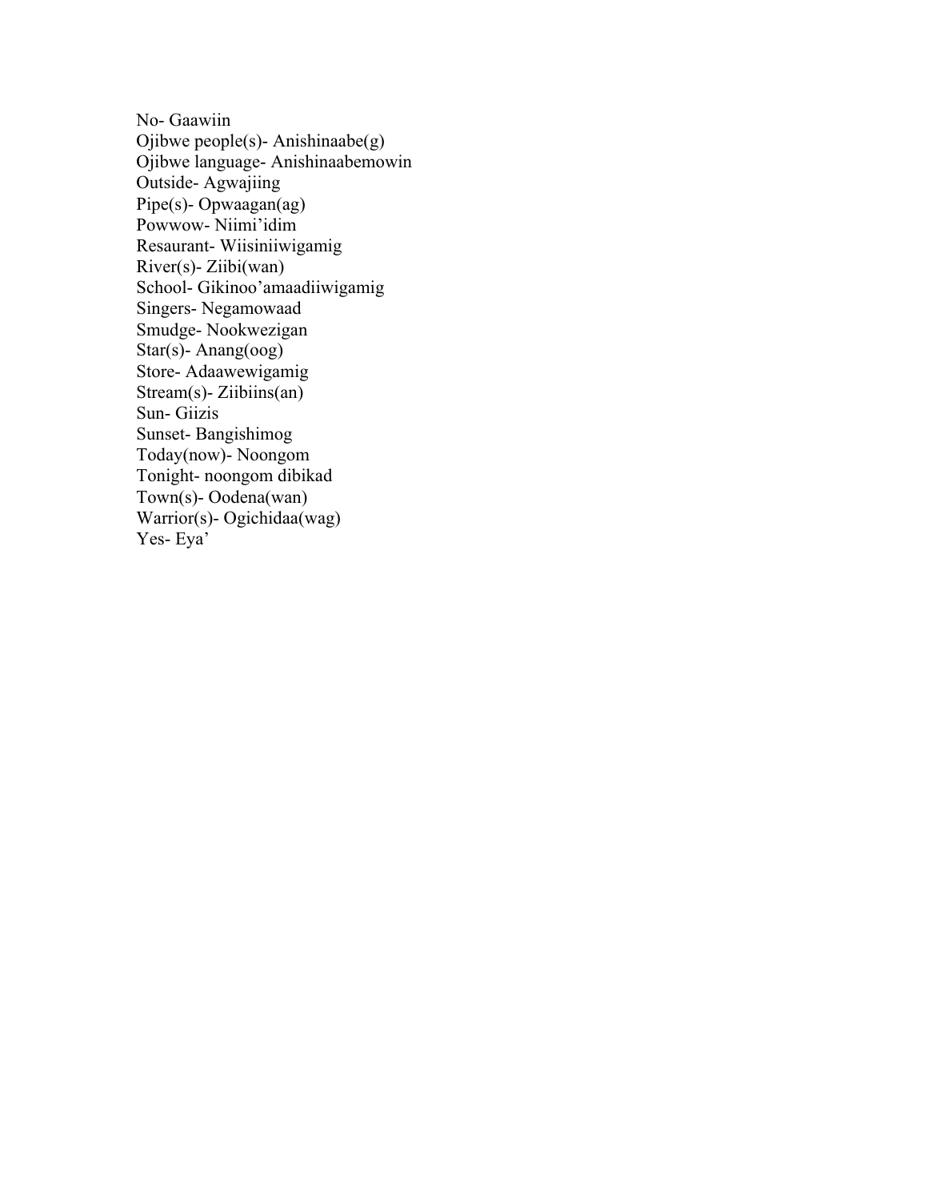No- Gaawiin  
Ojibwe people(s)- Anishinaabe(g)  
Ojibwe language- Anishinaabemowin  
Outside- Agwajiing  
Pipe(s)- Opwaagan(ag)  
Powwow- Niimi'idim  
Resaurant- Wiisiniiwigamig  
River(s)- Ziibi(wan)  
School- Gikinoo'amaadiiwigamig  
Singers- Negamowaad  
Smudge- Nookwezigan  
Star(s)- Anang(oog)  
Store- Adaawewigamig  
Stream(s)- Ziibiins(an)  
Sun- Giizis  
Sunset- Bangishimog  
Today(now)- Noongom  
Tonight- noongom dibikad  
Town(s)- Oodena(wan)  
Warrior(s)- Ogichidaa(wag)  
Yes- Eya'